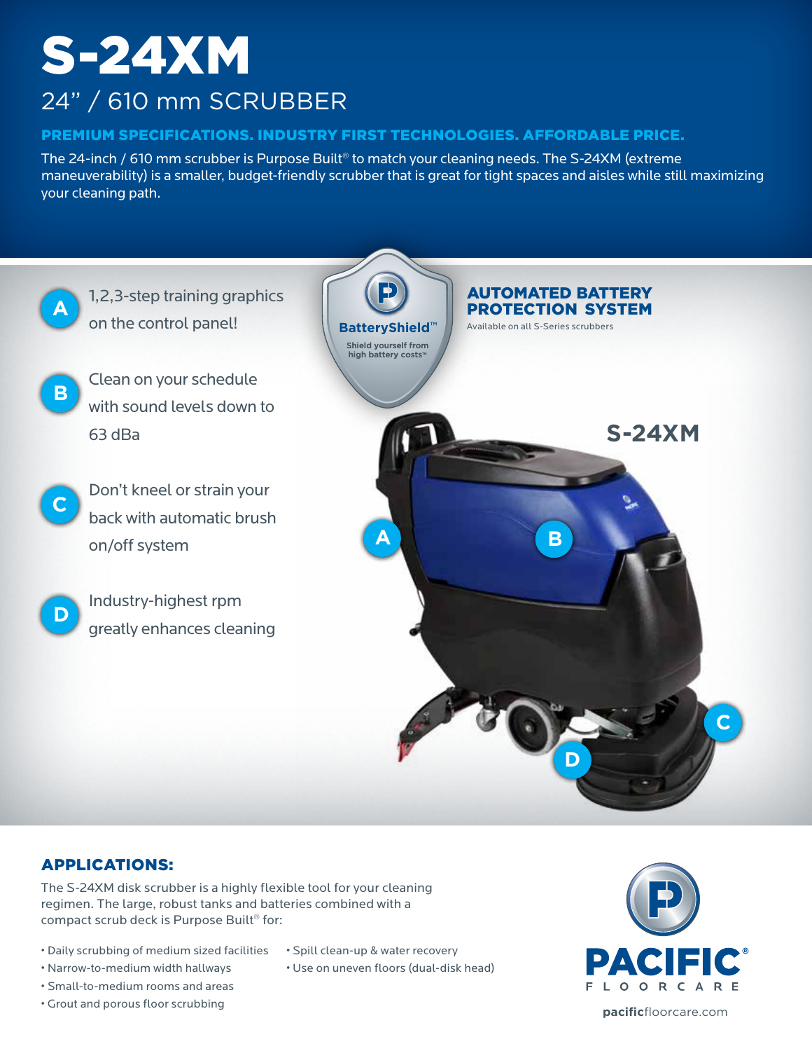# S-24XM

## 24” / 610 mm SCRUBBER

**PREMIUM SPECIFICATIONS. INDUSTRY FIRST TECHNOLOGIES. AFFORDABLE PRICE.**

The 24-inch / 610 mm scrubber is Purpose Built® to match your cleaning needs. The S-24XM (extreme maneuverability) is a smaller, budget-friendly scrubber that is great for tight spaces and aisles while still maximizing your cleaning path.

**A** 1,2,3-step training graphics on the control panel!

**B** Clean on your schedule with sound levels down to 63 dBa

**C** Don’t kneel or strain your back with automatic brush on/off system

**D** Industry-highest rpm greatly enhances cleaning

BatteryShield™
Shield yourself from high battery costs™

### AUTOMATED BATTERY PROTECTION SYSTEM

Available on all S-Series scrubbers

S-24XM

A B C D

## APPLICATIONS:

The S-24XM disk scrubber is a highly flexible tool for your cleaning regimen. The large, robust tanks and batteries combined with a compact scrub deck is Purpose Built® for:

- Daily scrubbing of medium sized facilities
- Narrow-to-medium width hallways
- Small-to-medium rooms and areas
- Grout and porous floor scrubbing
- Spill clean-up & water recovery
- Use on uneven floors (dual-disk head)

PACIFIC® FLOORCARE

pacificfloorcare.com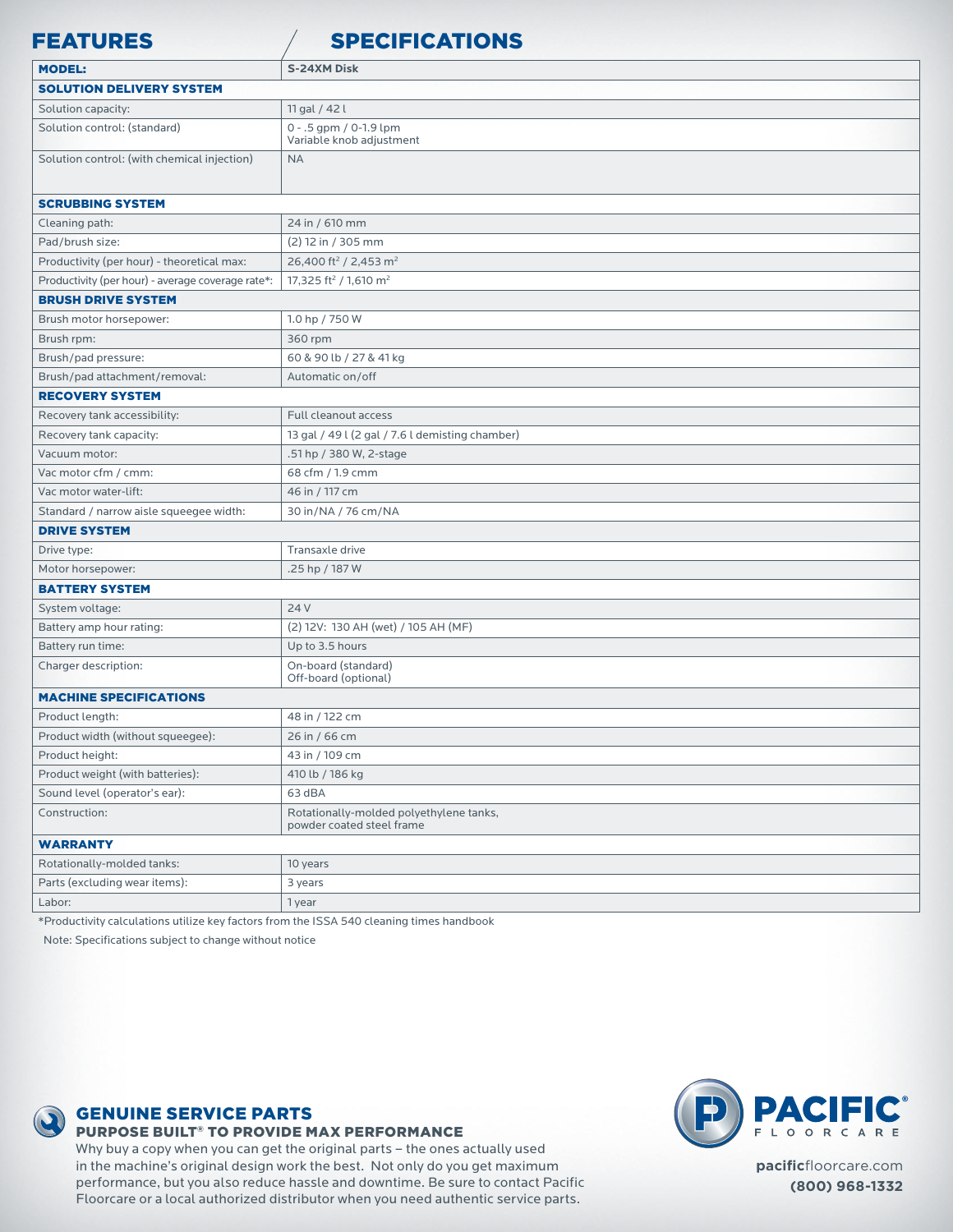# FEATURES / SPECIFICATIONS

| MODEL: | S-24XM Disk |
|---|---|
| **SOLUTION DELIVERY SYSTEM** | |
| Solution capacity: | 11 gal / 42 l |
| Solution control: (standard) | 0 - .5 gpm / 0-1.9 lpm<br>Variable knob adjustment |
| Solution control: (with chemical injection) | NA |
| **SCRUBBING SYSTEM** | |
| Cleaning path: | 24 in / 610 mm |
| Pad/brush size: | (2) 12 in / 305 mm |
| Productivity (per hour) - theoretical max: | 26,400 $ft^2$ / 2,453 $m^2$ |
| Productivity (per hour) - average coverage rate*: | 17,325 $ft^2$ / 1,610 $m^2$ |
| **BRUSH DRIVE SYSTEM** | |
| Brush motor horsepower: | 1.0 hp / 750 W |
| Brush rpm: | 360 rpm |
| Brush/pad pressure: | 60 & 90 lb / 27 & 41 kg |
| Brush/pad attachment/removal: | Automatic on/off |
| **RECOVERY SYSTEM** | |
| Recovery tank accessibility: | Full cleanout access |
| Recovery tank capacity: | 13 gal / 49 l (2 gal / 7.6 l demisting chamber) |
| Vacuum motor: | .51 hp / 380 W, 2-stage |
| Vac motor cfm / cmm: | 68 cfm / 1.9 cmm |
| Vac motor water-lift: | 46 in / 117 cm |
| Standard / narrow aisle squeegee width: | 30 in/NA / 76 cm/NA |
| **DRIVE SYSTEM** | |
| Drive type: | Transaxle drive |
| Motor horsepower: | .25 hp / 187 W |
| **BATTERY SYSTEM** | |
| System voltage: | 24 V |
| Battery amp hour rating: | (2) 12V: 130 AH (wet) / 105 AH (MF) |
| Battery run time: | Up to 3.5 hours |
| Charger description: | On-board (standard)<br>Off-board (optional) |
| **MACHINE SPECIFICATIONS** | |
| Product length: | 48 in / 122 cm |
| Product width (without squeegee): | 26 in / 66 cm |
| Product height: | 43 in / 109 cm |
| Product weight (with batteries): | 410 lb / 186 kg |
| Sound level (operator's ear): | 63 dBA |
| Construction: | Rotationally-molded polyethylene tanks,<br>powder coated steel frame |
| **WARRANTY** | |
| Rotationally-molded tanks: | 10 years |
| Parts (excluding wear items): | 3 years |
| Labor: | 1 year |

*Productivity calculations utilize key factors from the ISSA 540 cleaning times handbook

Note: Specifications subject to change without notice

## GENUINE SERVICE PARTS

**PURPOSE BUILT® TO PROVIDE MAX PERFORMANCE**

Why buy a copy when you can get the original parts – the ones actually used in the machine's original design work the best. Not only do you get maximum performance, but you also reduce hassle and downtime. Be sure to contact Pacific Floorcare or a local authorized distributor when you need authentic service parts.

PACIFIC® FLOORCARE

pacificfloorcare.com

**(800) 968-1332**